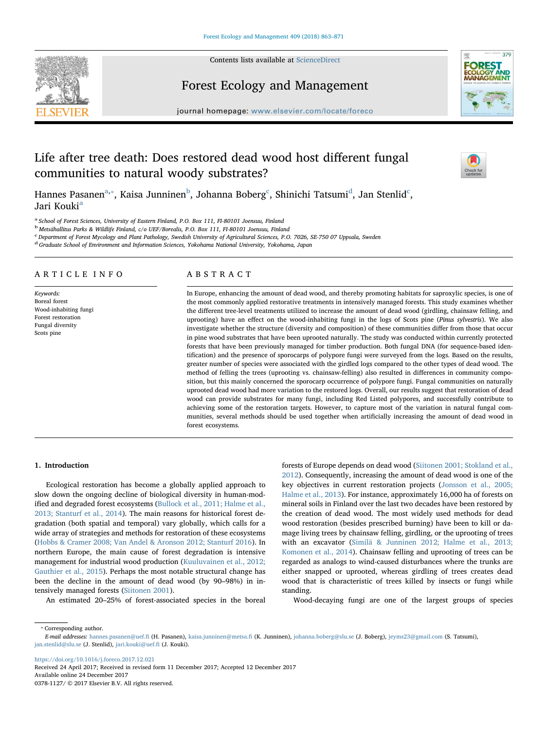# Life after tree death: Does restored dead wood host different fungal communities to natural woody substrates?

Hannes Pasanen[a,*], Kaisa Junninen[b], Johanna Boberg[c], Shinichi Tatsumi[d], Jan Stenlid[c], Jari Kouki[a]

[a] School of Forest Sciences, University of Eastern Finland, P.O. Box 111, FI-80101 Joensuu, Finland
[b] Metsähallitus Parks & Wildlife Finland, c/o UEF/Borealis, P.O. Box 111, FI-80101 Joensuu, Finland
[c] Department of Forest Mycology and Plant Pathology, Swedish University of Agricultural Sciences, P.O. 7026, SE-750 07 Uppsala, Sweden
[d] Graduate School of Environment and Information Sciences, Yokohama National University, Yokohama, Japan

## ARTICLE INFO

*Keywords:*
Boreal forest
Wood-inhabiting fungi
Forest restoration
Fungal diversity
Scots pine

## ABSTRACT

In Europe, enhancing the amount of dead wood, and thereby promoting habitats for saproxylic species, is one of the most commonly applied restorative treatments in intensively managed forests. This study examines whether the different tree-level treatments utilized to increase the amount of dead wood (girdling, chainsaw felling, and uprooting) have an effect on the wood-inhabiting fungi in the logs of Scots pine (*Pinus sylvestris*). We also investigate whether the structure (diversity and composition) of these communities differ from those that occur in pine wood substrates that have been uprooted naturally. The study was conducted within currently protected forests that have been previously managed for timber production. Both fungal DNA (for sequence-based identification) and the presence of sporocarps of polypore fungi were surveyed from the logs. Based on the results, greater number of species were associated with the girdled logs compared to the other types of dead wood. The method of felling the trees (uprooting vs. chainsaw-felling) also resulted in differences in community composition, but this mainly concerned the sporocarp occurrence of polypore fungi. Fungal communities on naturally uprooted dead wood had more variation to the restored logs. Overall, our results suggest that restoration of dead wood can provide substrates for many fungi, including Red Listed polypores, and successfully contribute to achieving some of the restoration targets. However, to capture most of the variation in natural fungal communities, several methods should be used together when artificially increasing the amount of dead wood in forest ecosystems.

## 1. Introduction

Ecological restoration has become a globally applied approach to slow down the ongoing decline of biological diversity in human-modified and degraded forest ecosystems (Bullock et al., 2011; Halme et al., 2013; Stanturf et al., 2014). The main reasons for historical forest degradation (both spatial and temporal) vary globally, which calls for a wide array of strategies and methods for restoration of these ecosystems (Hobbs & Cramer 2008; Van Andel & Aronson 2012; Stanturf 2016). In northern Europe, the main cause of forest degradation is intensive management for industrial wood production (Kuuluvainen et al., 2012; Gauthier et al., 2015). Perhaps the most notable structural change has been the decline in the amount of dead wood (by 90–98%) in intensively managed forests (Siitonen 2001).

An estimated 20–25% of forest-associated species in the boreal forests of Europe depends on dead wood (Siitonen 2001; Stokland et al., 2012). Consequently, increasing the amount of dead wood is one of the key objectives in current restoration projects (Jonsson et al., 2005; Halme et al., 2013). For instance, approximately 16,000 ha of forests on mineral soils in Finland over the last two decades have been restored by the creation of dead wood. The most widely used methods for dead wood restoration (besides prescribed burning) have been to kill or damage living trees by chainsaw felling, girdling, or the uprooting of trees with an excavator (Similä & Junninen 2012; Halme et al., 2013; Komonen et al., 2014). Chainsaw felling and uprooting of trees can be regarded as analogs to wind-caused disturbances where the trunks are either snapped or uprooted, whereas girdling of trees creates dead wood that is characteristic of trees killed by insects or fungi while standing.

Wood-decaying fungi are one of the largest groups of species

* Corresponding author.
*E-mail addresses:* hannes.pasanen@uef.fi (H. Pasanen), kaisa.junninen@metsa.fi (K. Junninen), johanna.boberg@slu.se (J. Boberg), jeyms23@gmail.com (S. Tatsumi), jan.stenlid@slu.se (J. Stenlid), jari.kouki@uef.fi (J. Kouki).

https://doi.org/10.1016/j.foreco.2017.12.021
Received 24 April 2017; Received in revised form 11 December 2017; Accepted 12 December 2017
Available online 24 December 2017
0378-1127/ © 2017 Elsevier B.V. All rights reserved.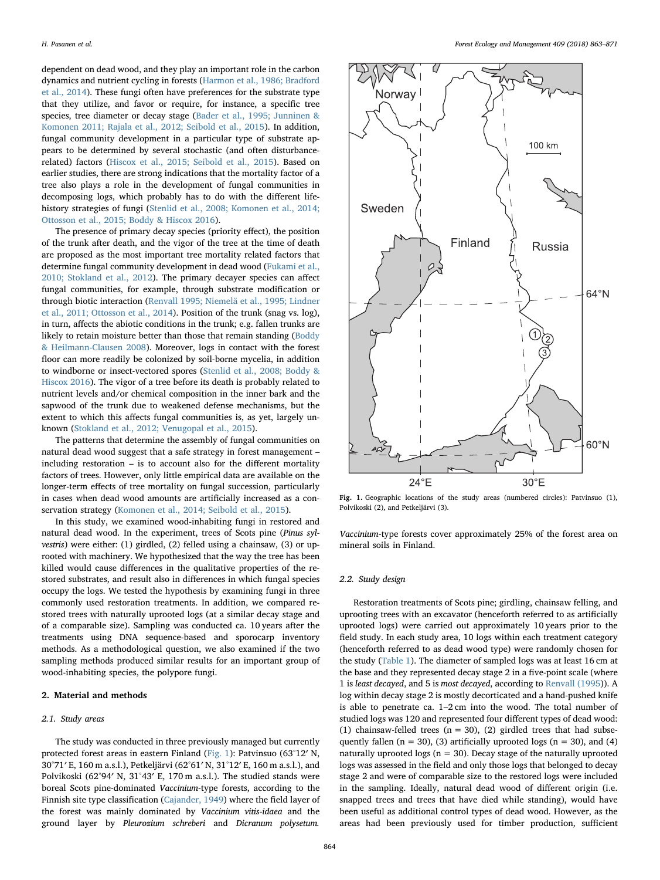dependent on dead wood, and they play an important role in the carbon dynamics and nutrient cycling in forests (Harmon et al., 1986; Bradford et al., 2014). These fungi often have preferences for the substrate type that they utilize, and favor or require, for instance, a specific tree species, tree diameter or decay stage (Bader et al., 1995; Junninen & Komonen 2011; Rajala et al., 2012; Seibold et al., 2015). In addition, fungal community development in a particular type of substrate appears to be determined by several stochastic (and often disturbance-related) factors (Hiscox et al., 2015; Seibold et al., 2015). Based on earlier studies, there are strong indications that the mortality factor of a tree also plays a role in the development of fungal communities in decomposing logs, which probably has to do with the different life-history strategies of fungi (Stenlid et al., 2008; Komonen et al., 2014; Ottosson et al., 2015; Boddy & Hiscox 2016).

The presence of primary decay species (priority effect), the position of the trunk after death, and the vigor of the tree at the time of death are proposed as the most important tree mortality related factors that determine fungal community development in dead wood (Fukami et al., 2010; Stokland et al., 2012). The primary decayer species can affect fungal communities, for example, through substrate modification or through biotic interaction (Renvall 1995; Niemelä et al., 1995; Lindner et al., 2011; Ottosson et al., 2014). Position of the trunk (snag vs. log), in turn, affects the abiotic conditions in the trunk; e.g. fallen trunks are likely to retain moisture better than those that remain standing (Boddy & Heilmann-Clausen 2008). Moreover, logs in contact with the forest floor can more readily be colonized by soil-borne mycelia, in addition to windborne or insect-vectored spores (Stenlid et al., 2008; Boddy & Hiscox 2016). The vigor of a tree before its death is probably related to nutrient levels and/or chemical composition in the inner bark and the sapwood of the trunk due to weakened defense mechanisms, but the extent to which this affects fungal communities is, as yet, largely unknown (Stokland et al., 2012; Venugopal et al., 2015).

The patterns that determine the assembly of fungal communities on natural dead wood suggest that a safe strategy in forest management – including restoration – is to account also for the different mortality factors of trees. However, only little empirical data are available on the longer-term effects of tree mortality on fungal succession, particularly in cases when dead wood amounts are artificially increased as a conservation strategy (Komonen et al., 2014; Seibold et al., 2015).

In this study, we examined wood-inhabiting fungi in restored and natural dead wood. In the experiment, trees of Scots pine (*Pinus sylvestris*) were either: (1) girdled, (2) felled using a chainsaw, (3) or uprooted with machinery. We hypothesized that the way the tree has been killed would cause differences in the qualitative properties of the restored substrates, and result also in differences in which fungal species occupy the logs. We tested the hypothesis by examining fungi in three commonly used restoration treatments. In addition, we compared restored trees with naturally uprooted logs (at a similar decay stage and of a comparable size). Sampling was conducted ca. 10 years after the treatments using DNA sequence-based and sporocarp inventory methods. As a methodological question, we also examined if the two sampling methods produced similar results for an important group of wood-inhabiting species, the polypore fungi.

## 2. Material and methods

### 2.1. Study areas

The study was conducted in three previously managed but currently protected forest areas in eastern Finland (Fig. 1): Patvinsuo (63°71′ N, 30°71′ E, 160 m a.s.l.), Petkeljärvi (62°61′ N, 31°12′ E, 160 m a.s.l.), and Polvikoski (62°94′ N, 31°43′ E, 170 m a.s.l.). The studied stands were boreal Scots pine-dominated *Vaccinium*-type forests, according to the Finnish site type classification (Cajander, 1949) where the field layer of the forest was mainly dominated by *Vaccinium vitis-idaea* and the ground layer by *Pleurozium schreberi* and *Dicranum polysetum*. *Vaccinium*-type forests cover approximately 25% of the forest area on mineral soils in Finland.

**Fig. 1.** Geographic locations of the study areas (numbered circles): Patvinsuo (1), Polvikoski (2), and Petkeljärvi (3).

### 2.2. Study design

Restoration treatments of Scots pine; girdling, chainsaw felling, and uprooting trees with an excavator (henceforth referred to as artificially uprooted logs) were carried out approximately 10 years prior to the field study. In each study area, 10 logs within each treatment category (henceforth referred to as dead wood type) were randomly chosen for the study (Table 1). The diameter of sampled logs was at least 16 cm at the base and they represented decay stage 2 in a five-point scale (where 1 is *least decayed*, and 5 is *most decayed*, according to Renvall (1995)). A log within decay stage 2 is mostly decorticated and a hand-pushed knife is able to penetrate ca. 1–2 cm into the wood. The total number of studied logs was 120 and represented four different types of dead wood: (1) chainsaw-felled trees (n = 30), (2) girdled trees that had subsequently fallen (n = 30), (3) artificially uprooted logs (n = 30), and (4) naturally uprooted logs (n = 30). Decay stage of the naturally uprooted logs was assessed in the field and only those logs that belonged to decay stage 2 and were of comparable size to the restored logs were included in the sampling. Ideally, natural dead wood of different origin (i.e. snapped trees and trees that have died while standing), would have been useful as additional control types of dead wood. However, as the areas had been previously used for timber production, sufficient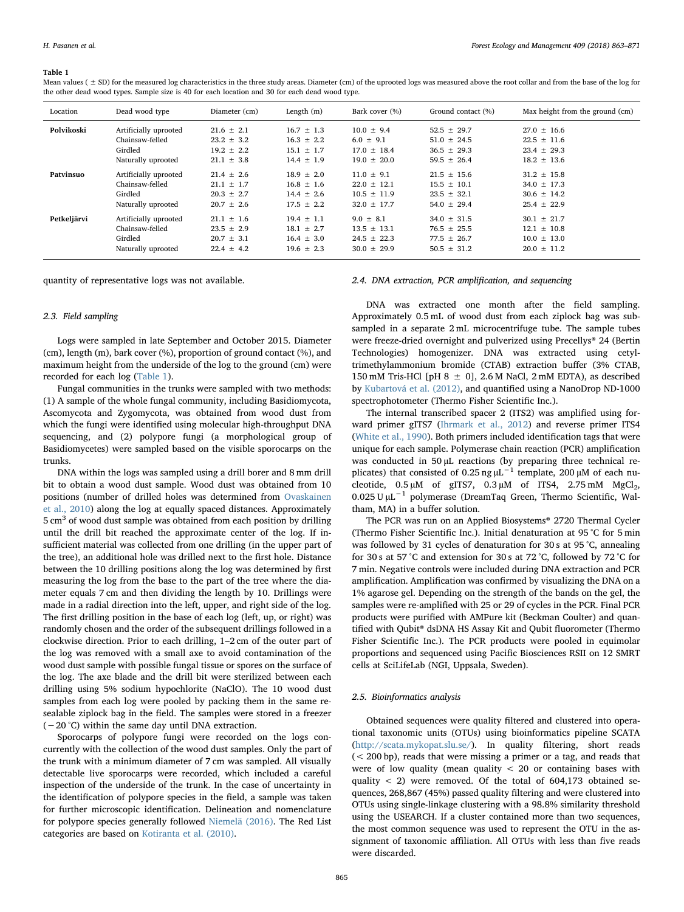**Table 1**
Mean values ( ± SD) for the measured log characteristics in the three study areas. Diameter (cm) of the uprooted logs was measured above the root collar and from the base of the log for the other dead wood types. Sample size is 40 for each location and 30 for each dead wood type.

| Location | Dead wood type | Diameter (cm) | Length (m) | Bark cover (%) | Ground contact (%) | Max height from the ground (cm) |
|---|---|---|---|---|---|---|
| **Polvikoski** | Artificially uprooted | 21.6 ± 2.1 | 16.7 ± 1.3 | 10.0 ± 9.4 | 52.5 ± 29.7 | 27.0 ± 16.6 |
| | Chainsaw-felled | 23.2 ± 3.2 | 16.3 ± 2.2 | 6.0 ± 9.1 | 51.0 ± 24.5 | 22.5 ± 11.6 |
| | Girdled | 19.2 ± 2.2 | 15.1 ± 1.7 | 17.0 ± 18.4 | 36.5 ± 29.3 | 23.4 ± 29.3 |
| | Naturally uprooted | 21.1 ± 3.8 | 14.4 ± 1.9 | 19.0 ± 20.0 | 59.5 ± 26.4 | 18.2 ± 13.6 |
| **Patvinsuo** | Artificially uprooted | 21.4 ± 2.6 | 18.9 ± 2.0 | 11.0 ± 9.1 | 21.5 ± 15.6 | 31.2 ± 15.8 |
| | Chainsaw-felled | 21.1 ± 1.7 | 16.8 ± 1.6 | 22.0 ± 12.1 | 15.5 ± 10.1 | 34.0 ± 17.3 |
| | Girdled | 20.3 ± 2.7 | 14.4 ± 2.6 | 10.5 ± 11.9 | 23.5 ± 32.1 | 30.6 ± 14.2 |
| | Naturally uprooted | 20.7 ± 2.6 | 17.5 ± 2.2 | 32.0 ± 17.7 | 54.0 ± 29.4 | 25.4 ± 22.9 |
| **Petkeljärvi** | Artificially uprooted | 21.1 ± 1.6 | 19.4 ± 1.1 | 9.0 ± 8.1 | 34.0 ± 31.5 | 30.1 ± 21.7 |
| | Chainsaw-felled | 23.5 ± 2.9 | 18.1 ± 2.7 | 13.5 ± 13.1 | 76.5 ± 25.5 | 12.1 ± 10.8 |
| | Girdled | 20.7 ± 3.1 | 16.4 ± 3.0 | 24.5 ± 22.3 | 77.5 ± 26.7 | 10.0 ± 13.0 |
| | Naturally uprooted | 22.4 ± 4.2 | 19.6 ± 2.3 | 30.0 ± 29.9 | 50.5 ± 31.2 | 20.0 ± 11.2 |

quantity of representative logs was not available.

### 2.3. Field sampling

Logs were sampled in late September and October 2015. Diameter (cm), length (m), bark cover (%), proportion of ground contact (%), and maximum height from the underside of the log to the ground (cm) were recorded for each log (Table 1).

Fungal communities in the trunks were sampled with two methods: (1) A sample of the whole fungal community, including Basidiomycota, Ascomycota and Zygomycota, was obtained from wood dust from which the fungi were identified using molecular high-throughput DNA sequencing, and (2) polypore fungi (a morphological group of Basidiomycetes) were sampled based on the visible sporocarps on the trunks.

DNA within the logs was sampled using a drill borer and 8 mm drill bit to obtain a wood dust sample. Wood dust was obtained from 10 positions (number of drilled holes was determined from Ovaskainen et al., 2010) along the log at equally spaced distances. Approximately 5 $cm^3$ of wood dust sample was obtained from each position by drilling until the drill bit reached the approximate center of the log. If insufficient material was collected from one drilling (in the upper part of the tree), an additional hole was drilled next to the first hole. Distance between the 10 drilling positions along the log was determined by first measuring the log from the base to the part of the tree where the diameter equals 7 cm and then dividing the length by 10. Drillings were made in a radial direction into the left, upper, and right side of the log. The first drilling position in the base of each log (left, up, or right) was randomly chosen and the order of the subsequent drillings followed in a clockwise direction. Prior to each drilling, 1–2 cm of the outer part of the log was removed with a small axe to avoid contamination of the wood dust sample with possible fungal tissue or spores on the surface of the log. The axe blade and the drill bit were sterilized between each drilling using 5% sodium hypochlorite (NaClO). The 10 wood dust samples from each log were pooled by packing them in the same resealable ziplock bag in the field. The samples were stored in a freezer (−20 °C) within the same day until DNA extraction.

Sporocarps of polypore fungi were recorded on the logs concurrently with the collection of the wood dust samples. Only the part of the trunk with a minimum diameter of 7 cm was sampled. All visually detectable live sporocarps were recorded, which included a careful inspection of the underside of the trunk. In the case of uncertainty in the identification of polypore species in the field, a sample was taken for further microscopic identification. Delineation and nomenclature for polypore species generally followed Niemelä (2016). The Red List categories are based on Kotiranta et al. (2010).

### 2.4. DNA extraction, PCR amplification, and sequencing

DNA was extracted one month after the field sampling. Approximately 0.5 mL of wood dust from each ziplock bag was subsampled in a separate 2 mL microcentrifuge tube. The sample tubes were freeze-dried overnight and pulverized using Precellys® 24 (Bertin Technologies) homogenizer. DNA was extracted using cetyltrimethylammonium bromide (CTAB) extraction buffer (3% CTAB, 150 mM Tris-HCl [pH 8 ± 0], 2.6 M NaCl, 2 mM EDTA), as described by Kubartová et al. (2012), and quantified using a NanoDrop ND-1000 spectrophotometer (Thermo Fisher Scientific Inc.).

The internal transcribed spacer 2 (ITS2) was amplified using forward primer gITS7 (Ihrmark et al., 2012) and reverse primer ITS4 (White et al., 1990). Both primers included identification tags that were unique for each sample. Polymerase chain reaction (PCR) amplification was conducted in 50 µL reactions (by preparing three technical replicates) that consisted of 0.25 ng $\mu L^{-1}$ template, 200 µM of each nucleotide, 0.5 µM of gITS7, 0.3 µM of ITS4, 2.75 mM $MgCl_2$, 0.025 U $\mu L^{-1}$ polymerase (DreamTaq Green, Thermo Scientific, Waltham, MA) in a buffer solution.

The PCR was run on an Applied Biosystems® 2720 Thermal Cycler (Thermo Fisher Scientific Inc.). Initial denaturation at 95 °C for 5 min was followed by 31 cycles of denaturation for 30 s at 95 °C, annealing for 30 s at 57 °C and extension for 30 s at 72 °C, followed by 72 °C for 7 min. Negative controls were included during DNA extraction and PCR amplification. Amplification was confirmed by visualizing the DNA on a 1% agarose gel. Depending on the strength of the bands on the gel, the samples were re-amplified with 25 or 29 of cycles in the PCR. Final PCR products were purified with AMPure kit (Beckman Coulter) and quantified with Qubit® dsDNA HS Assay Kit and Qubit fluorometer (Thermo Fisher Scientific Inc.). The PCR products were pooled in equimolar proportions and sequenced using Pacific Biosciences RSII on 12 SMRT cells at SciLifeLab (NGI, Uppsala, Sweden).

### 2.5. Bioinformatics analysis

Obtained sequences were quality filtered and clustered into operational taxonomic units (OTUs) using bioinformatics pipeline SCATA (http://scata.mykopat.slu.se/). In quality filtering, short reads (< 200 bp), reads that were missing a primer or a tag, and reads that were of low quality (mean quality < 20 or containing bases with quality < 2) were removed. Of the total of 604,173 obtained sequences, 268,867 (45%) passed quality filtering and were clustered into OTUs using single-linkage clustering with a 98.8% similarity threshold using the USEARCH. If a cluster contained more than two sequences, the most common sequence was used to represent the OTU in the assignment of taxonomic affiliation. All OTUs with less than five reads were discarded.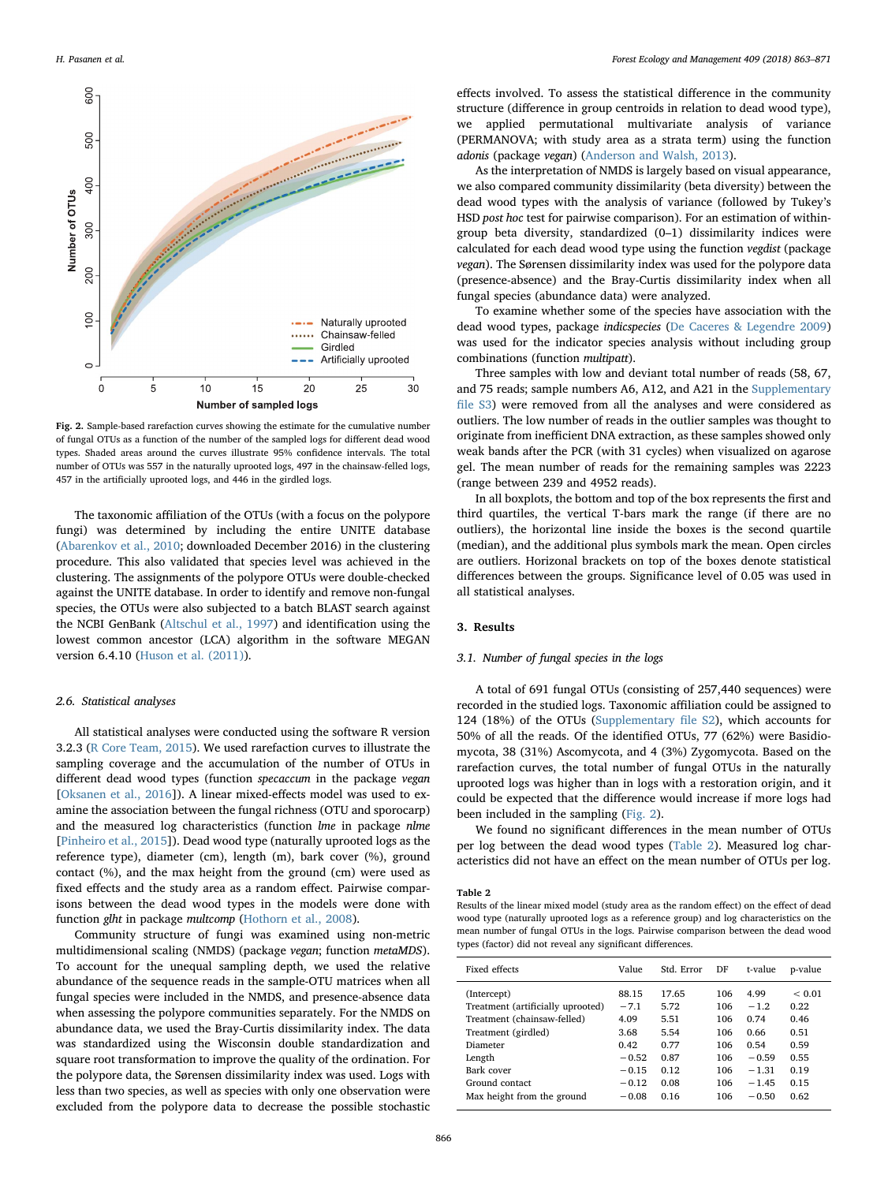Fig. 2. Sample-based rarefaction curves showing the estimate for the cumulative number of fungal OTUs as a function of the number of the sampled logs for different dead wood types. Shaded areas around the curves illustrate 95% confidence intervals. The total number of OTUs was 557 in the naturally uprooted logs, 497 in the chainsaw-felled logs, 457 in the artificially uprooted logs, and 446 in the girdled logs.

The taxonomic affiliation of the OTUs (with a focus on the polypore fungi) was determined by including the entire UNITE database (Abarenkov et al., 2010; downloaded December 2016) in the clustering procedure. This also validated that species level was achieved in the clustering. The assignments of the polypore OTUs were double-checked against the UNITE database. In order to identify and remove non-fungal species, the OTUs were also subjected to a batch BLAST search against the NCBI GenBank (Altschul et al., 1997) and identification using the lowest common ancestor (LCA) algorithm in the software MEGAN version 6.4.10 (Huson et al. (2011)).

### 2.6. Statistical analyses

All statistical analyses were conducted using the software R version 3.2.3 (R Core Team, 2015). We used rarefaction curves to illustrate the sampling coverage and the accumulation of the number of OTUs in different dead wood types (function *specaccum* in the package *vegan* [Oksanen et al., 2016]). A linear mixed-effects model was used to examine the association between the fungal richness (OTU and sporocarp) and the log characteristics (function *lme* in package *nlme* [Pinheiro et al., 2015]). Dead wood type (naturally uprooted logs as the reference type), diameter (cm), length (m), bark cover (%), ground contact (%), and the max height from the ground (cm) were used as fixed effects and the study area as a random effect. Pairwise comparisons between the dead wood types in the models were done with function *glht* in package *multcomp* (Hothorn et al., 2008).

Community structure of fungi was examined using non-metric multidimensional scaling (NMDS) (package *vegan*; function *metaMDS*). To account for the unequal sampling depth, we used the relative abundance of the sequence reads in the sample-OTU matrices when all fungal species were included in the NMDS, and presence-absence data when assessing the polypore communities separately. For the NMDS on abundance data, we used the Bray-Curtis dissimilarity index. The data was standardized using the Wisconsin double standardization and square root transformation to improve the quality of the ordination. For the polypore data, the Sørensen dissimilarity index was used. Logs with less than two species, as well as species with only one observation were excluded from the polypore data to decrease the possible stochastic effects involved. To assess the statistical difference in the community structure (difference in group centroids in relation to dead wood type), we applied permutational multivariate analysis of variance (PERMANOVA; with study area as a strata term) using the function *adonis* (package *vegan*) (Anderson and Walsh, 2013).

As the interpretation of NMDS is largely based on visual appearance, we also compared community dissimilarity (beta diversity) between the dead wood types with the analysis of variance (followed by Tukey's HSD *post hoc* test for pairwise comparison). For an estimation of within-group beta diversity, standardized (0–1) dissimilarity indices were calculated for each dead wood type using the function *vegdist* (package *vegan*). The Sørensen dissimilarity index was used for the polypore data (presence-absence) and the Bray-Curtis dissimilarity index when all fungal species (abundance data) were analyzed.

To examine whether some of the species have association with the dead wood types, package *indicspecies* (De Caceres & Legendre 2009) was used for the indicator species analysis without including group combinations (function *multipatt*).

Three samples with low and deviant total number of reads (58, 67, and 75 reads; sample numbers A6, A12, and A21 in the Supplementary file S3) were removed from all the analyses and were considered as outliers. The low number of reads in the outlier samples was thought to originate from inefficient DNA extraction, as these samples showed only weak bands after the PCR (with 31 cycles) when visualized on agarose gel. The mean number of reads for the remaining samples was 2223 (range between 239 and 4952 reads).

In all boxplots, the bottom and top of the box represents the first and third quartiles, the vertical T-bars mark the range (if there are no outliers), the horizontal line inside the boxes is the second quartile (median), and the additional plus symbols mark the mean. Open circles are outliers. Horizontal brackets on top of the boxes denote statistical differences between the groups. Significance level of 0.05 was used in all statistical analyses.

## 3. Results

### 3.1. Number of fungal species in the logs

A total of 691 fungal OTUs (consisting of 257,440 sequences) were recorded in the studied logs. Taxonomic affiliation could be assigned to 124 (18%) of the OTUs (Supplementary file S2), which accounts for 50% of all the reads. Of the identified OTUs, 77 (62%) were Basidiomycota, 38 (31%) Ascomycota, and 4 (3%) Zygomycota. Based on the rarefaction curves, the total number of fungal OTUs in the naturally uprooted logs was higher than in logs with a restoration origin, and it could be expected that the difference would increase if more logs had been included in the sampling (Fig. 2).

We found no significant differences in the mean number of OTUs per log between the dead wood types (Table 2). Measured log characteristics did not have an effect on the mean number of OTUs per log.

Table 2
Results of the linear mixed model (study area as the random effect) on the effect of dead wood type (naturally uprooted logs as a reference group) and log characteristics on the mean number of fungal OTUs in the logs. Pairwise comparison between the dead wood types (factor) did not reveal any significant differences.

| Fixed effects | Value | Std. Error | DF | t-value | p-value |
|---|---|---|---|---|---|
| (Intercept) | 88.15 | 17.65 | 106 | 4.99 | < 0.01 |
| Treatment (artificially uprooted) | −7.1 | 5.72 | 106 | −1.2 | 0.22 |
| Treatment (chainsaw-felled) | 4.09 | 5.51 | 106 | 0.74 | 0.46 |
| Treatment (girdled) | 3.68 | 5.54 | 106 | 0.66 | 0.51 |
| Diameter | 0.42 | 0.77 | 106 | 0.54 | 0.59 |
| Length | −0.52 | 0.87 | 106 | −0.59 | 0.55 |
| Bark cover | −0.15 | 0.12 | 106 | −1.31 | 0.19 |
| Ground contact | −0.12 | 0.08 | 106 | −1.45 | 0.15 |
| Max height from the ground | −0.08 | 0.16 | 106 | −0.50 | 0.62 |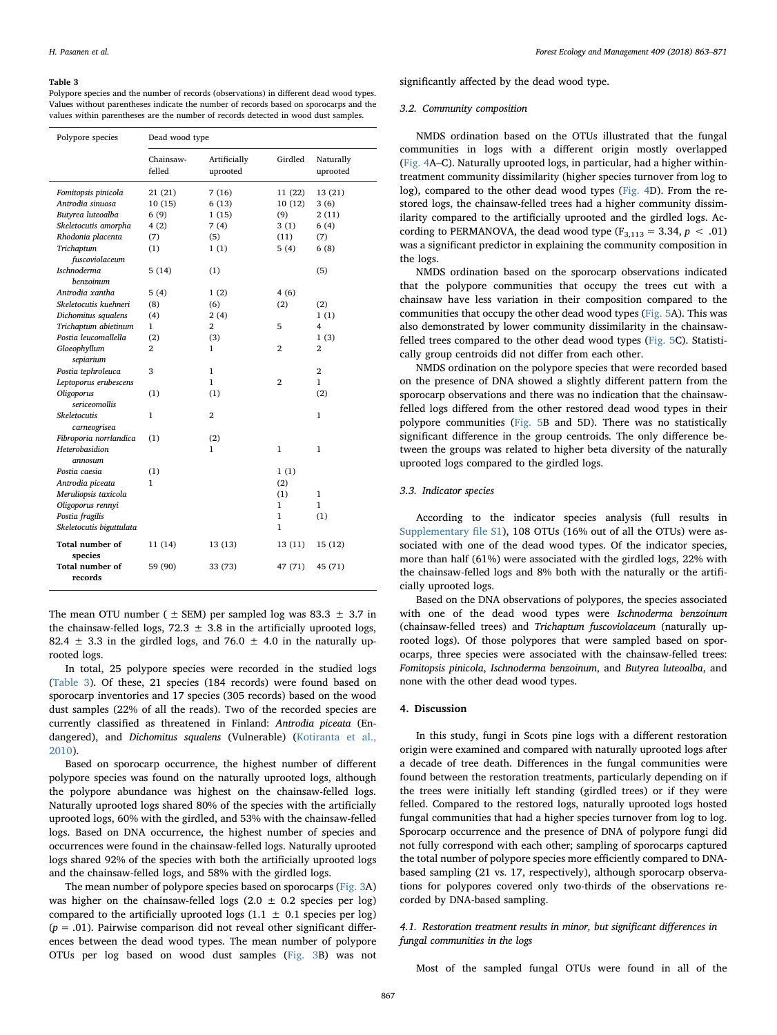**Table 3**

Polypore species and the number of records (observations) in different dead wood types. Values without parentheses indicate the number of records based on sporocarps and the values within parentheses are the number of records detected in wood dust samples.

| Polypore species | Dead wood type | | | |
|---|---|---|---|---|
| | Chainsaw-felled | Artificially uprooted | Girdled | Naturally uprooted |
| *Fomitopsis pinicola* | 21 (21) | 7 (16) | 11 (22) | 13 (21) |
| *Antrodia sinuosa* | 10 (15) | 6 (13) | 10 (12) | 3 (6) |
| *Butyrea luteoalba* | 6 (9) | 1 (15) | (9) | 2 (11) |
| *Skeletocutis amorpha* | 4 (2) | 7 (4) | 3 (1) | 6 (4) |
| *Rhodonia placenta* | (7) | (5) | (11) | (7) |
| *Trichaptum fuscoviolaceum* | (1) | 1 (1) | 5 (4) | 6 (8) |
| *Ischnoderma benzoinum* | 5 (14) | (1) | | (5) |
| *Antrodia xantha* | 5 (4) | 1 (2) | 4 (6) | |
| *Skeletocutis kuehneri* | (8) | (6) | (2) | (2) |
| *Dichomitus squalens* | (4) | 2 (4) | | 1 (1) |
| *Trichaptum abietinum* | 1 | 2 | 5 | 4 |
| *Postia leucomallella* | (2) | (3) | | 1 (3) |
| *Gloeophyllum sepiarium* | 2 | 1 | 2 | 2 |
| *Postia tephroleuca* | 3 | 1 | | 2 |
| *Leptoporus erubescens* | | 1 | 2 | 1 |
| *Oligoporus sericeomollis* | (1) | (1) | | (2) |
| *Skeletocutis carneogrisea* | 1 | 2 | | 1 |
| *Fibroporia norrlandica* | (1) | (2) | | |
| *Heterobasidion annosum* | | 1 | 1 | 1 |
| *Postia caesia* | (1) | | 1 (1) | |
| *Antrodia piceata* | 1 | | (2) | |
| *Meruliopsis taxicola* | | | (1) | 1 |
| *Oligoporus rennyi* | | | 1 | 1 |
| *Postia fragilis* | | | 1 | (1) |
| *Skeletocutis biguttulata* | | | 1 | |
| **Total number of species** | 11 (14) | 13 (13) | 13 (11) | 15 (12) |
| **Total number of records** | 59 (90) | 33 (73) | 47 (71) | 45 (71) |

The mean OTU number ($\pm$ SEM) per sampled log was 83.3 $\pm$ 3.7 in the chainsaw-felled logs, 72.3 $\pm$ 3.8 in the artificially uprooted logs, 82.4 $\pm$ 3.3 in the girdled logs, and 76.0 $\pm$ 4.0 in the naturally uprooted logs.

In total, 25 polypore species were recorded in the studied logs (Table 3). Of these, 21 species (184 records) were found based on sporocarp inventories and 17 species (305 records) based on the wood dust samples (22% of all the reads). Two of the recorded species are currently classified as threatened in Finland: *Antrodia piceata* (Endangered), and *Dichomitus squalens* (Vulnerable) (Kotiranta et al., 2010).

Based on sporocarp occurrence, the highest number of different polypore species was found on the naturally uprooted logs, although the polypore abundance was highest on the chainsaw-felled logs. Naturally uprooted logs shared 80% of the species with the artificially uprooted logs, 60% with the girdled, and 53% with the chainsaw-felled logs. Based on DNA occurrence, the highest number of species and occurrences were found in the chainsaw-felled logs. Naturally uprooted logs shared 92% of the species with both the artificially uprooted logs and the chainsaw-felled logs, and 58% with the girdled logs.

The mean number of polypore species based on sporocarps (Fig. 3A) was higher on the chainsaw-felled logs (2.0 $\pm$ 0.2 species per log) compared to the artificially uprooted logs (1.1 $\pm$ 0.1 species per log) ($p = .01$). Pairwise comparison did not reveal other significant differences between the dead wood types. The mean number of polypore OTUs per log based on wood dust samples (Fig. 3B) was not significantly affected by the dead wood type.

### 3.2. Community composition

NMDS ordination based on the OTUs illustrated that the fungal communities in logs with a different origin mostly overlapped (Fig. 4A–C). Naturally uprooted logs, in particular, had a higher within-treatment community dissimilarity (higher species turnover from log to log), compared to the other dead wood types (Fig. 4D). From the restored logs, the chainsaw-felled trees had a higher community dissimilarity compared to the artificially uprooted and the girdled logs. According to PERMANOVA, the dead wood type ($F_{3,113} = 3.34$, $p < .01$) was a significant predictor in explaining the community composition in the logs.

NMDS ordination based on the sporocarp observations indicated that the polypore communities that occupy the trees cut with a chainsaw have less variation in their composition compared to the communities that occupy the other dead wood types (Fig. 5A). This was also demonstrated by lower community dissimilarity in the chainsaw-felled trees compared to the other dead wood types (Fig. 5C). Statistically group centroids did not differ from each other.

NMDS ordination on the polypore species that were recorded based on the presence of DNA showed a slightly different pattern from the sporocarp observations and there was no indication that the chainsaw-felled logs differed from the other restored dead wood types in their polypore communities (Fig. 5B and 5D). There was no statistically significant difference in the group centroids. The only difference between the groups was related to higher beta diversity of the naturally uprooted logs compared to the girdled logs.

### 3.3. Indicator species

According to the indicator species analysis (full results in Supplementary file S1), 108 OTUs (16% out of all the OTUs) were associated with one of the dead wood types. Of the indicator species, more than half (61%) were associated with the girdled logs, 22% with the chainsaw-felled logs and 8% both with the naturally or the artificially uprooted logs.

Based on the DNA observations of polypores, the species associated with one of the dead wood types were *Ischnoderma benzoinum* (chainsaw-felled trees) and *Trichaptum fuscoviolaceum* (naturally uprooted logs). Of those polypores that were sampled based on sporocarps, three species were associated with the chainsaw-felled trees: *Fomitopsis pinicola*, *Ischnoderma benzoinum*, and *Butyrea luteoalba*, and none with the other dead wood types.

## 4. Discussion

In this study, fungi in Scots pine logs with a different restoration origin were examined and compared with naturally uprooted logs after a decade of tree death. Differences in the fungal communities were found between the restoration treatments, particularly depending on if the trees were initially left standing (girdled trees) or if they were felled. Compared to the restored logs, naturally uprooted logs hosted fungal communities that had a higher species turnover from log to log. Sporocarp occurrence and the presence of DNA of polypore fungi did not fully correspond with each other; sampling of sporocarps captured the total number of polypore species more efficiently compared to DNA-based sampling (21 vs. 17, respectively), although sporocarp observations for polypores covered only two-thirds of the observations recorded by DNA-based sampling.

### 4.1. Restoration treatment results in minor, but significant differences in fungal communities in the logs

Most of the sampled fungal OTUs were found in all of the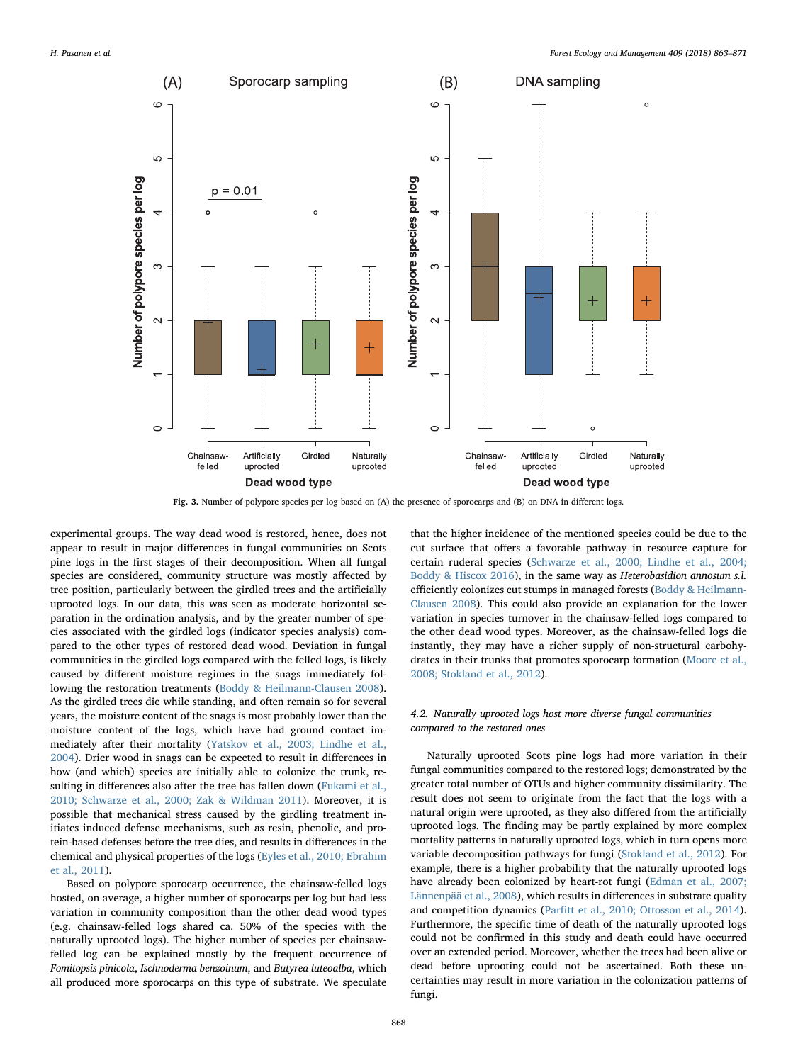Fig. 3. Number of polypore species per log based on (A) the presence of sporocarps and (B) on DNA in different logs.

experimental groups. The way dead wood is restored, hence, does not appear to result in major differences in fungal communities on Scots pine logs in the first stages of their decomposition. When all fungal species are considered, community structure was mostly affected by tree position, particularly between the girdled trees and the artificially uprooted logs. In our data, this was seen as moderate horizontal separation in the ordination analysis, and by the greater number of species associated with the girdled logs (indicator species analysis) compared to the other types of restored dead wood. Deviation in fungal communities in the girdled logs compared with the felled logs, is likely caused by different moisture regimes in the snags immediately following the restoration treatments (Boddy & Heilmann-Clausen 2008). As the girdled trees die while standing, and often remain so for several years, the moisture content of the snags is most probably lower than the moisture content of the logs, which have had ground contact immediately after their mortality (Yatskov et al., 2003; Lindhe et al., 2004). Drier wood in snags can be expected to result in differences in how (and which) species are initially able to colonize the trunk, resulting in differences also after the tree has fallen down (Fukami et al., 2010; Schwarze et al., 2000; Zak & Wildman 2011). Moreover, it is possible that mechanical stress caused by the girdling treatment initiates induced defense mechanisms, such as resin, phenolic, and protein-based defenses before the tree dies, and results in differences in the chemical and physical properties of the logs (Eyles et al., 2010; Ebrahim et al., 2011).

Based on polypore sporocarp occurrence, the chainsaw-felled logs hosted, on average, a higher number of sporocarps per log but had less variation in community composition than the other dead wood types (e.g. chainsaw-felled logs shared ca. 50% of the species with the naturally uprooted logs). The higher number of species per chainsaw-felled log can be explained mostly by the frequent occurrence of *Fomitopsis pinicola*, *Ischnoderma benzoinum*, and *Butyrea luteoalba*, which all produced more sporocarps on this type of substrate. We speculate that the higher incidence of the mentioned species could be due to the cut surface that offers a favorable pathway in resource capture for certain ruderal species (Schwarze et al., 2000; Lindhe et al., 2004; Boddy & Hiscox 2016), in the same way as *Heterobasidion annosum s.l.* efficiently colonizes cut stumps in managed forests (Boddy & Heilmann-Clausen 2008). This could also provide an explanation for the lower variation in species turnover in the chainsaw-felled logs compared to the other dead wood types. Moreover, as the chainsaw-felled logs die instantly, they may have a richer supply of non-structural carbohydrates in their trunks that promotes sporocarp formation (Moore et al., 2008; Stokland et al., 2012).

### 4.2. Naturally uprooted logs host more diverse fungal communities compared to the restored ones

Naturally uprooted Scots pine logs had more variation in their fungal communities compared to the restored logs; demonstrated by the greater total number of OTUs and higher community dissimilarity. The result does not seem to originate from the fact that the logs with a natural origin were uprooted, as they also differed from the artificially uprooted logs. The finding may be partly explained by more complex mortality patterns in naturally uprooted logs, which in turn opens more variable decomposition pathways for fungi (Stokland et al., 2012). For example, there is a higher probability that the naturally uprooted logs have already been colonized by heart-rot fungi (Edman et al., 2007; Lännenpää et al., 2008), which results in differences in substrate quality and competition dynamics (Parfitt et al., 2010; Ottosson et al., 2014). Furthermore, the specific time of death of the naturally uprooted logs could not be confirmed in this study and death could have occurred over an extended period. Moreover, whether the trees had been alive or dead before uprooting could not be ascertained. Both these uncertainties may result in more variation in the colonization patterns of fungi.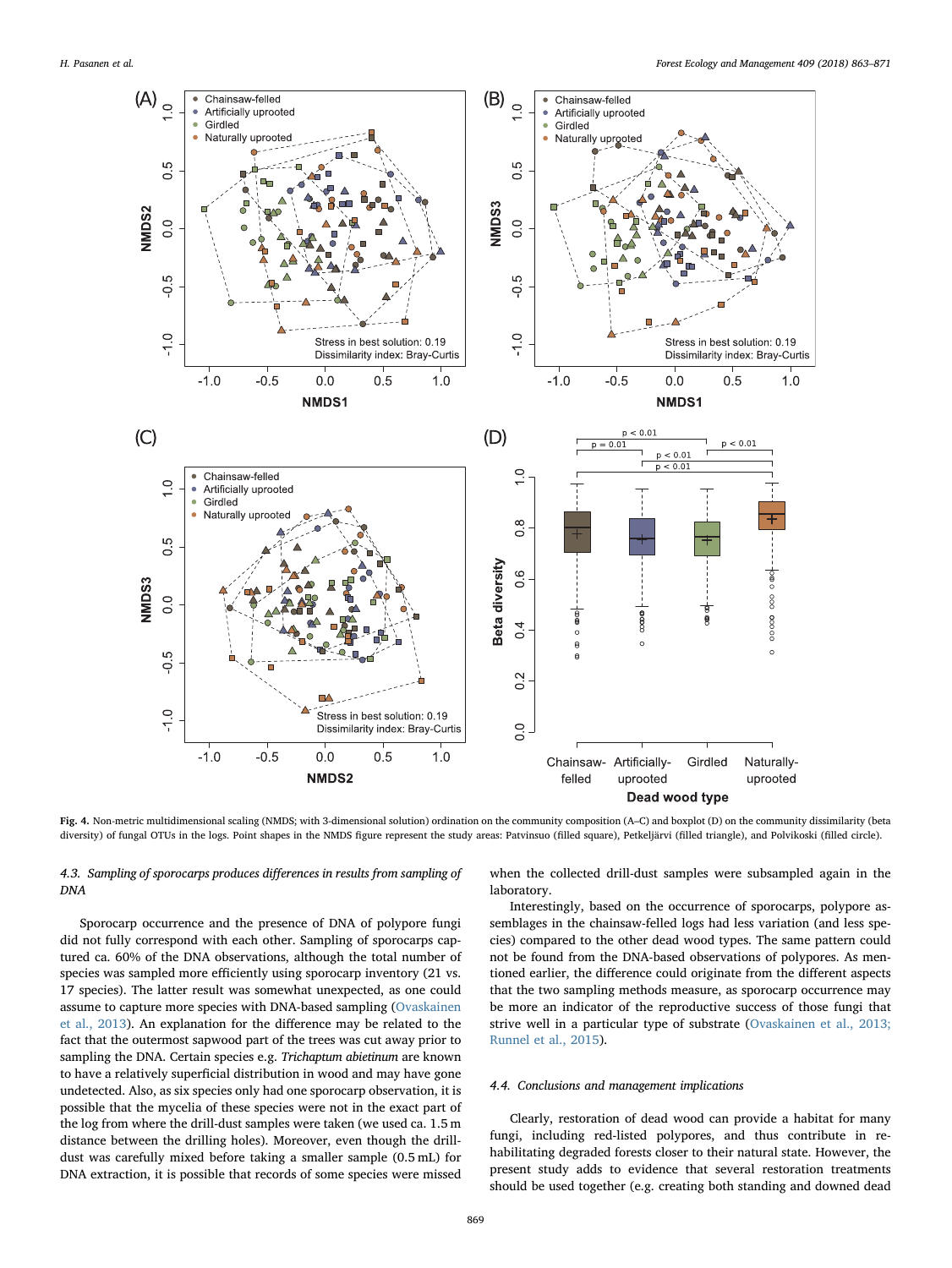Fig. 4. Non-metric multidimensional scaling (NMDS; with 3-dimensional solution) ordination on the community composition (A–C) and boxplot (D) on the community dissimilarity (beta diversity) of fungal OTUs in the logs. Point shapes in the NMDS figure represent the study areas: Patvinsuo (filled square), Petkeljärvi (filled triangle), and Polvikoski (filled circle).

### 4.3. Sampling of sporocarps produces differences in results from sampling of DNA

Sporocarp occurrence and the presence of DNA of polypore fungi did not fully correspond with each other. Sampling of sporocarps captured ca. 60% of the DNA observations, although the total number of species was sampled more efficiently using sporocarp inventory (21 vs. 17 species). The latter result was somewhat unexpected, as one could assume to capture more species with DNA-based sampling (Ovaskainen et al., 2013). An explanation for the difference may be related to the fact that the outermost sapwood part of the trees was cut away prior to sampling the DNA. Certain species e.g. *Trichaptum abietinum* are known to have a relatively superficial distribution in wood and may have gone undetected. Also, as six species only had one sporocarp observation, it is possible that the mycelia of these species were not in the exact part of the log from where the drill-dust samples were taken (we used ca. 1.5 m distance between the drilling holes). Moreover, even though the drill-dust was carefully mixed before taking a smaller sample (0.5 mL) for DNA extraction, it is possible that records of some species were missed when the collected drill-dust samples were subsampled again in the laboratory.

Interestingly, based on the occurrence of sporocarps, polypore assemblages in the chainsaw-felled logs had less variation (and less species) compared to the other dead wood types. The same pattern could not be found from the DNA-based observations of polypores. As mentioned earlier, the difference could originate from the different aspects that the two sampling methods measure, as sporocarp occurrence may be more an indicator of the reproductive success of those fungi that strive well in a particular type of substrate (Ovaskainen et al., 2013; Runnel et al., 2015).

### 4.4. Conclusions and management implications

Clearly, restoration of dead wood can provide a habitat for many fungi, including red-listed polypores, and thus contribute in rehabilitating degraded forests closer to their natural state. However, the present study adds to evidence that several restoration treatments should be used together (e.g. creating both standing and downed dead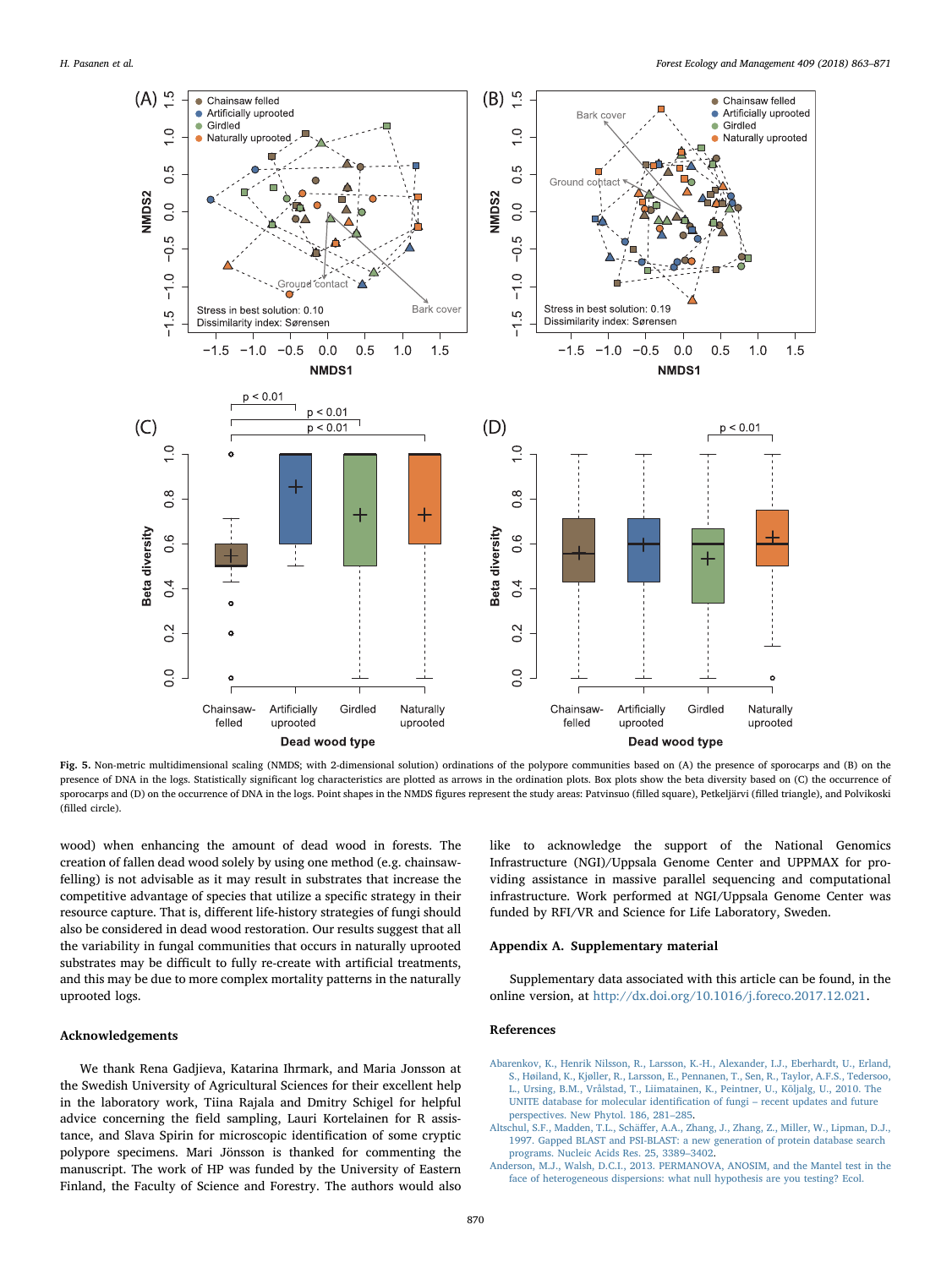**Fig. 5.** Non-metric multidimensional scaling (NMDS; with 2-dimensional solution) ordinations of the polypore communities based on (A) the presence of sporocarps and (B) on the presence of DNA in the logs. Statistically significant log characteristics are plotted as arrows in the ordination plots. Box plots show the beta diversity based on (C) the occurrence of sporocarps and (D) on the occurrence of DNA in the logs. Point shapes in the NMDS figures represent the study areas: Patvinsuo (filled square), Petkeljärvi (filled triangle), and Polvikoski (filled circle).

wood) when enhancing the amount of dead wood in forests. The creation of fallen dead wood solely by using one method (e.g. chainsaw-felling) is not advisable as it may result in substrates that increase the competitive advantage of species that utilize a specific strategy in their resource capture. That is, different life-history strategies of fungi should also be considered in dead wood restoration. Our results suggest that all the variability in fungal communities that occurs in naturally uprooted substrates may be difficult to fully re-create with artificial treatments, and this may be due to more complex mortality patterns in the naturally uprooted logs.

## Acknowledgements

We thank Rena Gadjieva, Katarina Ihrmark, and Maria Jonsson at the Swedish University of Agricultural Sciences for their excellent help in the laboratory work, Tiina Rajala and Dmitry Schigel for helpful advice concerning the field sampling, Lauri Kortelainen for R assistance, and Slava Spirin for microscopic identification of some cryptic polypore specimens. Mari Jönsson is thanked for commenting the manuscript. The work of HP was funded by the University of Eastern Finland, the Faculty of Science and Forestry. The authors would also like to acknowledge the support of the National Genomics Infrastructure (NGI)/Uppsala Genome Center and UPPMAX for providing assistance in massive parallel sequencing and computational infrastructure. Work performed at NGI/Uppsala Genome Center was funded by RFI/VR and Science for Life Laboratory, Sweden.

## Appendix A. Supplementary material

Supplementary data associated with this article can be found, in the online version, at http://dx.doi.org/10.1016/j.foreco.2017.12.021.

## References

Abarenkov, K., Henrik Nilsson, R., Larsson, K.-H., Alexander, I.J., Eberhardt, U., Erland, S., Høiland, K., Kjøller, R., Larsson, E., Pennanen, T., Sen, R., Taylor, A.F.S., Tedersoo, L., Ursing, B.M., Vrålstad, T., Liimatainen, K., Peintner, U., Kõljalg, U., 2010. The UNITE database for molecular identification of fungi – recent updates and future perspectives. New Phytol. 186, 281–285.

Altschul, S.F., Madden, T.L., Schäffer, A.A., Zhang, J., Zhang, Z., Miller, W., Lipman, D.J., 1997. Gapped BLAST and PSI-BLAST: a new generation of protein database search programs. Nucleic Acids Res. 25, 3389–3402.

Anderson, M.J., Walsh, D.C.I., 2013. PERMANOVA, ANOSIM, and the Mantel test in the face of heterogeneous dispersions: what null hypothesis are you testing? Ecol.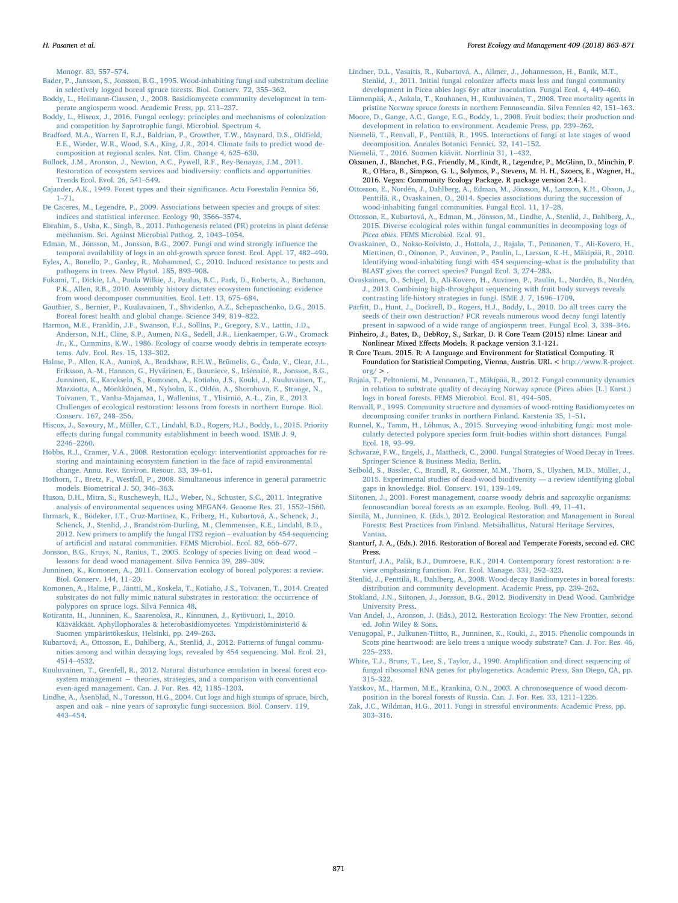Monogr. 83, 557–574.

Bader, P., Jansson, S., Jonsson, B.G., 1995. Wood-inhabiting fungi and substratum decline in selectively logged boreal spruce forests. Biol. Conserv. 72, 355–362.

Boddy, L., Heilmann-Clausen, J., 2008. Basidiomycete community development in temperate angiosperm wood. Academic Press, pp. 211–237.

Boddy, L., Hiscox, J., 2016. Fungal ecology: principles and mechanisms of colonization and competition by Saprotrophic fungi. Microbiol. Spectrum 4.

Bradford, M.A., Warren II, R.J., Baldrian, P., Crowther, T.W., Maynard, D.S., Oldfield, E.E., Wieder, W.R., Wood, S.A., King, J.R., 2014. Climate fails to predict wood decomposition at regional scales. Nat. Clim. Change 4, 625–630.

Bullock, J.M., Aronson, J., Newton, A.C., Pywell, R.F., Rey-Benayas, J.M., 2011. Restoration of ecosystem services and biodiversity: conflicts and opportunities. Trends Ecol. Evol. 26, 541–549.

Cajander, A.K., 1949. Forest types and their significance. Acta Forestalia Fennica 56, 1–71.

De Caceres, M., Legendre, P., 2009. Associations between species and groups of sites: indices and statistical inference. Ecology 90, 3566–3574.

Ebrahim, S., Usha, K., Singh, B., 2011. Pathogenesis related (PR) proteins in plant defense mechanism. Sci. Against Microbial Pathog. 2, 1043–1054.

Edman, M., Jönsson, M., Jonsson, B.G., 2007. Fungi and wind strongly influence the temporal availability of logs in an old-growth spruce forest. Ecol. Appl. 17, 482–490.

Eyles, A., Bonello, P., Ganley, R., Mohammed, C., 2010. Induced resistance to pests and pathogens in trees. New Phytol. 185, 893–908.

Fukami, T., Dickie, I.A., Paula Wilkie, J., Paulus, B.C., Park, D., Roberts, A., Buchanan, P.K., Allen, R.B., 2010. Assembly history dictates ecosystem functioning: evidence from wood decomposer communities. Ecol. Lett. 13, 675–684.

Gauthier, S., Bernier, P., Kuuluvainen, T., Shvidenko, A.Z., Schepaschenko, D.G., 2015. Boreal forest health and global change. Science 349, 819–822.

Harmon, M.E., Franklin, J.F., Swanson, F.J., Sollins, P., Gregory, S.V., Lattin, J.D., Anderson, N.H., Cline, S.P., Aumen, N.G., Sedell, J.R., Lienkaemper, G.W., Cromack Jr., K., Cummins, K.W., 1986. Ecology of coarse woody debris in temperate ecosystems. Adv. Ecol. Res. 15, 133–302.

Halme, P., Allen, K.A., Auniņš, A., Bradshaw, R.H.W., Brūmelis, G., Čada, V., Clear, J.L., Eriksson, A.-M., Hannon, G., Hyvärinen, E., Ikauniece, S., Iršėnaitė, R., Jonsson, B.G., Junninen, K., Kareksela, S., Komonen, A., Kotiaho, J.S., Kouki, J., Kuuluvainen, T., Mazziotta, A., Mönkkönen, M., Nyholm, K., Oldén, A., Shorohova, E., Strange, N., Toivanen, T., Vanha-Majamaa, I., Wallenius, T., Ylisirniö, A.-L., Zin, E., 2013. Challenges of ecological restoration: lessons from forests in northern Europe. Biol. Conserv. 167, 248–256.

Hiscox, J., Savoury, M., Müller, C.T., Lindahl, B.D., Rogers, H.J., Boddy, L., 2015. Priority effects during fungal community establishment in beech wood. ISME J. 9, 2246–2260.

Hobbs, R.J., Cramer, V.A., 2008. Restoration ecology: interventionist approaches for restoring and maintaining ecosystem function in the face of rapid environmental change. Annu. Rev. Environ. Resour. 33, 39–61.

Hothorn, T., Bretz, F., Westfall, P., 2008. Simultaneous inference in general parametric models. Biometrical J. 50, 346–363.

Huson, D.H., Mitra, S., Ruscheweyh, H.J., Weber, N., Schuster, S.C., 2011. Integrative analysis of environmental sequences using MEGAN4. Genome Res. 21, 1552–1560.

Ihrmark, K., Bödeker, I.T., Cruz-Martinez, K., Friberg, H., Kubartová, A., Schenck, J., Schenck, J., Stenlid, J., Brandström-Durling, M., Clemmensen, K.E., Lindahl, B.D., 2012. New primers to amplify the fungal ITS2 region – evaluation by 454-sequencing of artificial and natural communities. FEMS Microbiol. Ecol. 82, 666–677.

Jonsson, B.G., Kruys, N., Ranius, T., 2005. Ecology of species living on dead wood – lessons for dead wood management. Silva Fennica 39, 289–309.

Junninen, K., Komonen, A., 2011. Conservation ecology of boreal polypores: a review. Biol. Conserv. 144, 11–20.

Komonen, A., Halme, P., Jäntti, M., Koskela, T., Kotiaho, J.S., Toivanen, T., 2014. Created substrates do not fully mimic natural substrates in restoration: the occurrence of polypores on spruce logs. Silva Fennica 48.

Kotiranta, H., Junninen, K., Saarenoksa, R., Kinnunen, J., Kytövuori, I., 2010. Käävät ja orvakat. Aphyllophorales & heterobasidiomycetes. Ympäristöministeriö & Suomen ympäristökeskus, Helsinki, pp. 249–263.

Kubartová, A., Ottosson, E., Dahlberg, A., Stenlid, J., 2012. Patterns of fungal communities among and within decaying logs, revealed by 454 sequencing. Mol. Ecol. 21, 4514–4532.

Kuuluvainen, T., Grenfell, R., 2012. Natural disturbance emulation in boreal forest ecosystem management — theories, strategies, and a comparison with conventional even-aged management. Can. J. For. Res. 42, 1185–1203.

Lindhe, A., Åsenblad, N., Toresson, H.G., 2004. Cut logs and high stumps of spruce, birch, aspen and oak – nine years of saproxylic fungi succession. Biol. Conserv. 119, 443–454.

Lindner, D.L., Vasaitis, R., Kubartová, A., Allmer, J., Johannesson, H., Banik, M.T., Stenlid, J., 2011. Initial fungal colonizer affects mass loss and fungal community development in Picea abies logs 6yr after inoculation. Fungal Ecol. 4, 449–460.

Lännenpää, A., Aakala, T., Kauhanen, H., Kuuluvainen, T., 2008. Tree mortality agents in pristine Norway spruce forests in northern Fennoscandia. Silva Fennica 42, 151–163.

Moore, D., Gange, A.C., Gange, E.G., Boddy, L., 2008. Fruit bodies: their production and development in relation to environment. Academic Press, pp. 239–262.

Niemelä, T., Renvall, P., Penttilä, R., 1995. Interactions of fungi at late stages of wood decomposition. Annales Botanici Fennici. 32, 141–152.

Niemelä, T., 2016. Suomen käävät. Norrlinia 31, 1–432.

Oksanen, J., Blanchet, F.G., Friendly, M., Kindt, R., Legendre, P., McGlinn, D., Minchin, P. R., O'Hara, B., Simpson, G. L., Solymos, P., Stevens, M. H. H., Szoecs, E., Wagner, H., 2016. Vegan: Community Ecology Package. R package version 2.4-1.

Ottosson, E., Nordén, J., Dahlberg, A., Edman, M., Jönsson, M., Larsson, K.H., Olsson, J., Penttilä, R., Ovaskainen, O., 2014. Species associations during the succession of wood-inhabiting fungal communities. Fungal Ecol. 11, 17–28.

Ottosson, E., Kubartová, A., Edman, M., Jönsson, M., Lindhe, A., Stenlid, J., Dahlberg, A., 2015. Diverse ecological roles within fungal communities in decomposing logs of *Picea abies*. FEMS Microbiol. Ecol. 91.

Ovaskainen, O., Nokso-Koivisto, J., Hottola, J., Rajala, T., Pennanen, T., Ali-Kovero, H., Miettinen, O., Oinonen, P., Auvinen, P., Paulin, L., Larsson, K.-H., Mäkipää, R., 2010. Identifying wood-inhabiting fungi with 454 sequencing–what is the probability that BLAST gives the correct species? Fungal Ecol. 3, 274–283.

Ovaskainen, O., Schigel, D., Ali-Kovero, H., Auvinen, P., Paulin, L., Nordén, B., Nordén, J., 2013. Combining high-throughput sequencing with fruit body surveys reveals contrasting life-history strategies in fungi. ISME J. 7, 1696–1709.

Parfitt, D., Hunt, J., Dockrell, D., Rogers, H.J., Boddy, L., 2010. Do all trees carry the seeds of their own destruction? PCR reveals numerous wood decay fungi latently present in sapwood of a wide range of angiosperm trees. Fungal Ecol. 3, 338–346.

Pinheiro, J., Bates, D., DebRoy, S., Sarkar, D. R Core Team (2015) nlme: Linear and Nonlinear Mixed Effects Models. R package version 3.1-121.

R Core Team. 2015. R: A Language and Environment for Statistical Computing. R Foundation for Statistical Computing, Vienna, Austria. URL < http://www.R-project.org/ > .

Rajala, T., Peltoniemi, M., Pennanen, T., Mäkipää, R., 2012. Fungal community dynamics in relation to substrate quality of decaying Norway spruce (Picea abies [L.] Karst.) logs in boreal forests. FEMS Microbiol. Ecol. 81, 494–505.

Renvall, P., 1995. Community structure and dynamics of wood-rotting Basidiomycetes on decomposing conifer trunks in northern Finland. Karstenia 35, 1–51.

Runnel, K., Tamm, H., Lõhmus, A., 2015. Surveying wood-inhabiting fungi: most molecularly detected polypore species form fruit-bodies within short distances. Fungal Ecol. 18, 93–99.

Schwarze, F.W., Engels, J., Mattheck, C., 2000. Fungal Strategies of Wood Decay in Trees. Springer Science & Business Media, Berlin.

Seibold, S., Bässler, C., Brandl, R., Gossner, M.M., Thorn, S., Ulyshen, M.D., Müller, J., 2015. Experimental studies of dead-wood biodiversity — a review identifying global gaps in knowledge. Biol. Conserv. 191, 139–149.

Siitonen, J., 2001. Forest management, coarse woody debris and saproxylic organisms: fennoscandian boreal forests as an example. Ecolog. Bull. 49, 11–41.

Similä, M., Junninen, K. (Eds.), 2012. Ecological Restoration and Management in Boreal Forests: Best Practices from Finland. Metsähallitus, Natural Heritage Services, Vantaa.

Stanturf, J. A., (Eds.). 2016. Restoration of Boreal and Temperate Forests, second ed. CRC Press.

Stanturf, J.A., Palik, B.J., Dumroese, R.K., 2014. Contemporary forest restoration: a review emphasizing function. For. Ecol. Manage. 331, 292–323.

Stenlid, J., Penttilä, R., Dahlberg, A., 2008. Wood-decay Basidiomycetes in boreal forests: distribution and community development. Academic Press, pp. 239–262.

Stokland, J.N., Siitonen, J., Jonsson, B.G., 2012. Biodiversity in Dead Wood. Cambridge University Press.

Van Andel, J., Aronson, J. (Eds.), 2012. Restoration Ecology: The New Frontier, second ed. John Wiley & Sons.

Venugopal, P., Julkunen-Tiitto, R., Junninen, K., Kouki, J., 2015. Phenolic compounds in Scots pine heartwood: are kelo trees a unique woody substrate? Can. J. For. Res. 46, 225–233.

White, T.J., Bruns, T., Lee, S., Taylor, J., 1990. Amplification and direct sequencing of fungal ribosomal RNA genes for phylogenetics. Academic Press, San Diego, CA, pp. 315–322.

Yatskov, M., Harmon, M.E., Krankina, O.N., 2003. A chronosequence of wood decomposition in the boreal forests of Russia. Can. J. For. Res. 33, 1211–1226.

Zak, J.C., Wildman, H.G., 2011. Fungi in stressful environments. Academic Press, pp. 303–316.